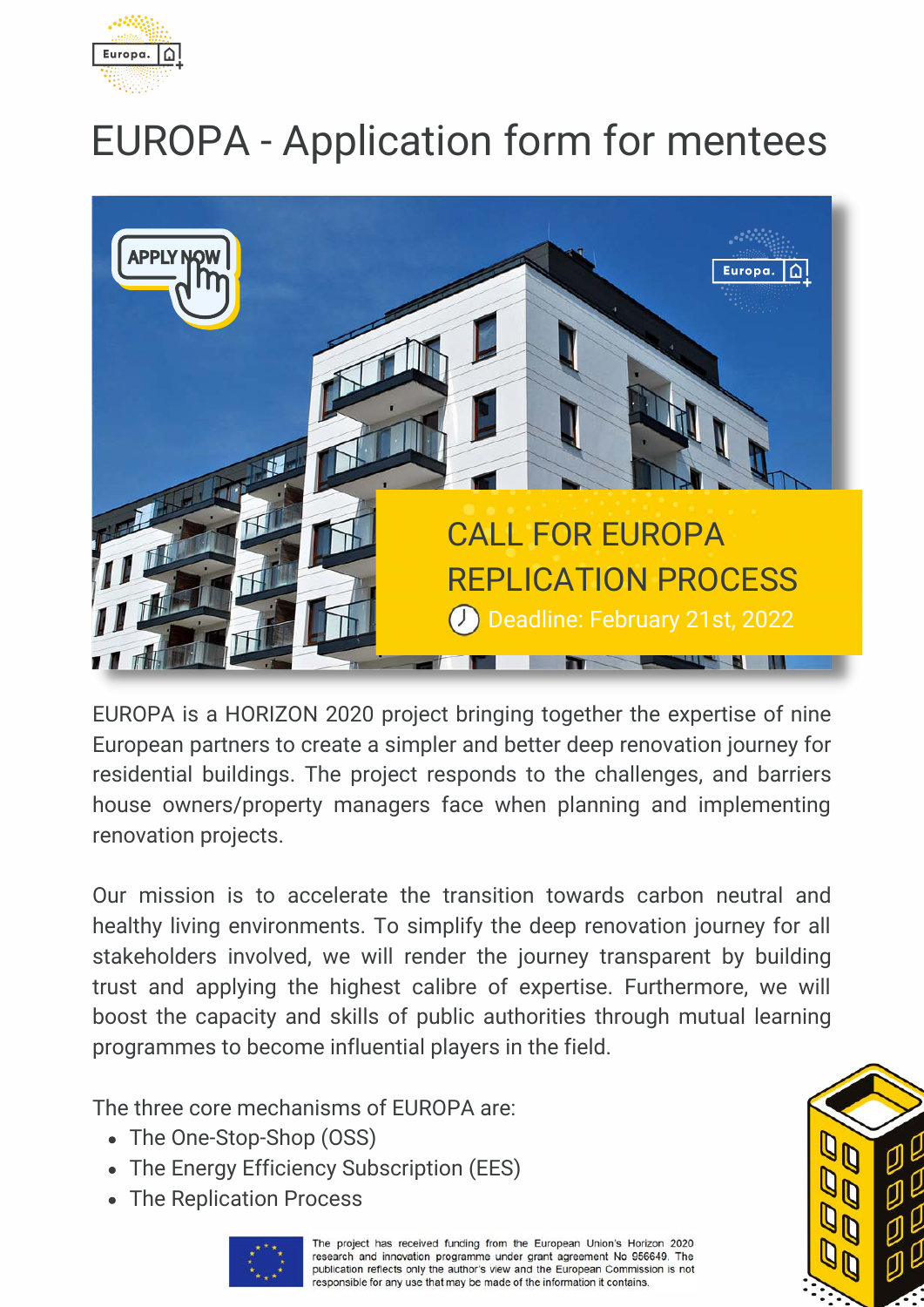# EUROPA - Application form for mentees

APPLY NOW

CALL FOR EUROPA REPLICATION PROCESS

Deadline: February 21st, 2022

EUROPA is a HORIZON 2020 project bringing together the expertise of nine European partners to create a simpler and better deep renovation journey for residential buildings. The project responds to the challenges, and barriers house owners/property managers face when planning and implementing renovation projects.

Our mission is to accelerate the transition towards carbon neutral and healthy living environments. To simplify the deep renovation journey for all stakeholders involved, we will render the journey transparent by building trust and applying the highest calibre of expertise. Furthermore, we will boost the capacity and skills of public authorities through mutual learning programmes to become influential players in the field.

The three core mechanisms of EUROPA are:

- The One-Stop-Shop (OSS)
- The Energy Efficiency Subscription (EES)
- The Replication Process

The project has received funding from the European Union's Horizon 2020 research and innovation programme under grant agreement No 956649. The publication reflects only the author's view and the European Commission is not responsible for any use that may be made of the information it contains.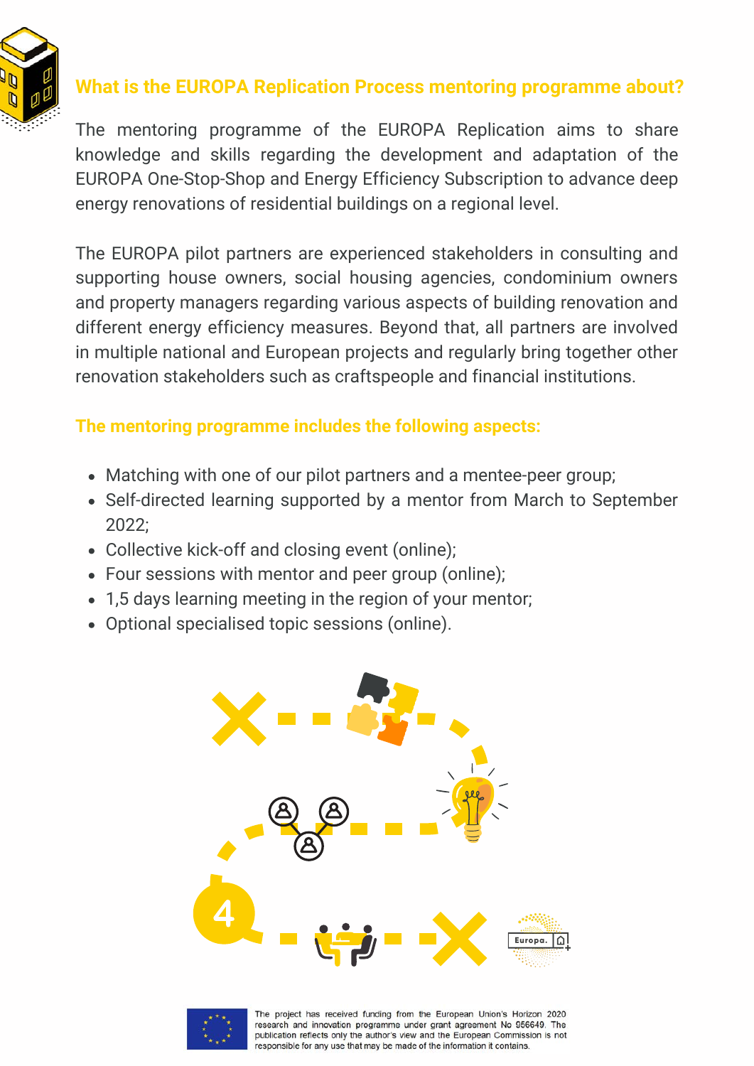## What is the EUROPA Replication Process mentoring programme about?

The mentoring programme of the EUROPA Replication aims to share knowledge and skills regarding the development and adaptation of the EUROPA One-Stop-Shop and Energy Efficiency Subscription to advance deep energy renovations of residential buildings on a regional level.

The EUROPA pilot partners are experienced stakeholders in consulting and supporting house owners, social housing agencies, condominium owners and property managers regarding various aspects of building renovation and different energy efficiency measures. Beyond that, all partners are involved in multiple national and European projects and regularly bring together other renovation stakeholders such as craftspeople and financial institutions.

### The mentoring programme includes the following aspects:

- Matching with one of our pilot partners and a mentee-peer group;
- Self-directed learning supported by a mentor from March to September 2022;
- Collective kick-off and closing event (online);
- Four sessions with mentor and peer group (online);
- 1,5 days learning meeting in the region of your mentor;
- Optional specialised topic sessions (online).

The project has received funding from the European Union's Horizon 2020 research and innovation programme under grant agreement No 956649. The publication reflects only the author's view and the European Commission is not responsible for any use that may be made of the information it contains.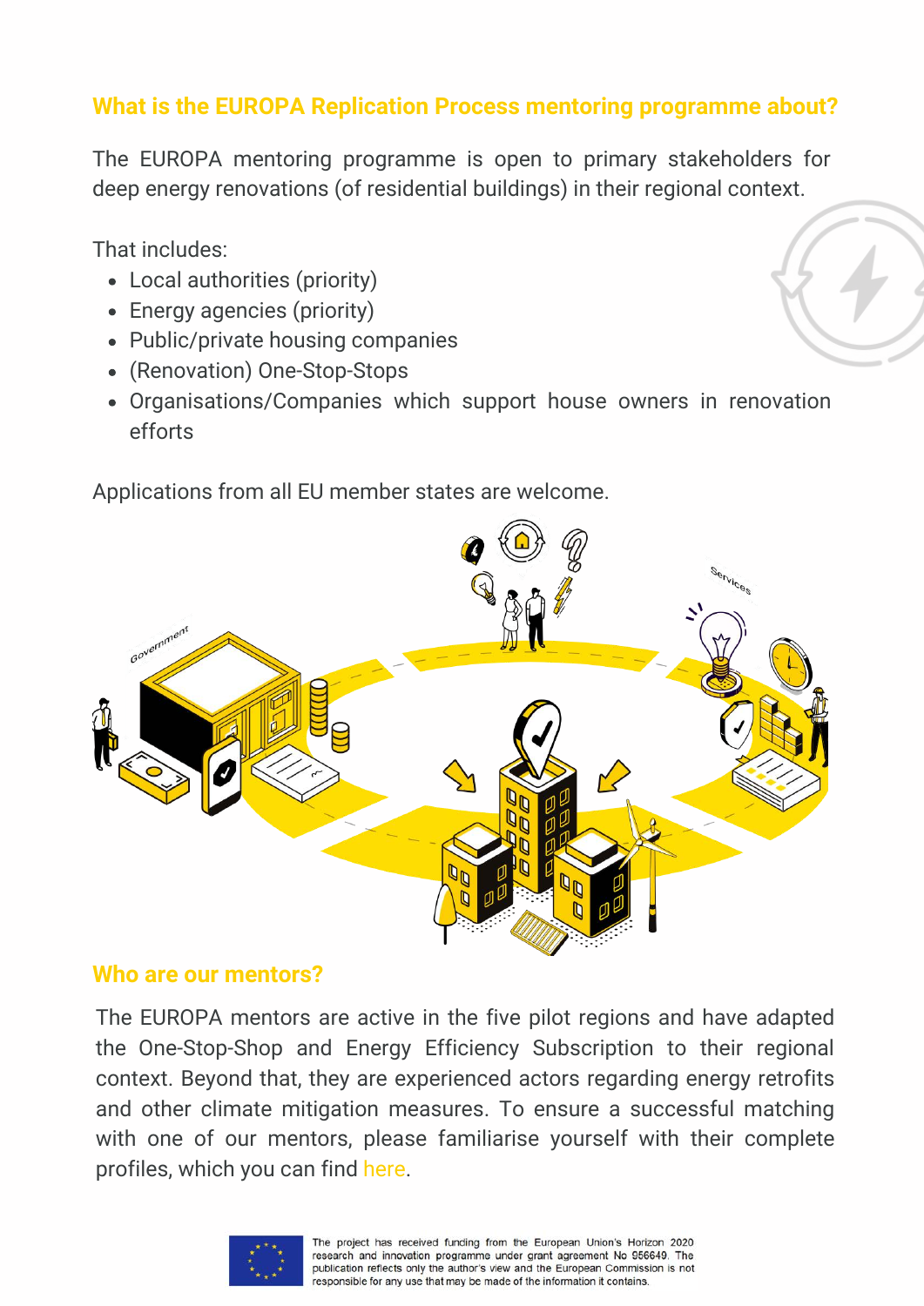## What is the EUROPA Replication Process mentoring programme about?

The EUROPA mentoring programme is open to primary stakeholders for deep energy renovations (of residential buildings) in their regional context.

That includes:

- Local authorities (priority)
- Energy agencies (priority)
- Public/private housing companies
- (Renovation) One-Stop-Stops
- Organisations/Companies which support house owners in renovation efforts

Applications from all EU member states are welcome.

## Who are our mentors?

The EUROPA mentors are active in the five pilot regions and have adapted the One-Stop-Shop and Energy Efficiency Subscription to their regional context. Beyond that, they are experienced actors regarding energy retrofits and other climate mitigation measures. To ensure a successful matching with one of our mentors, please familiarise yourself with their complete profiles, which you can find here.

The project has received funding from the European Union's Horizon 2020 research and innovation programme under grant agreement No 956649. The publication reflects only the author's view and the European Commission is not responsible for any use that may be made of the information it contains.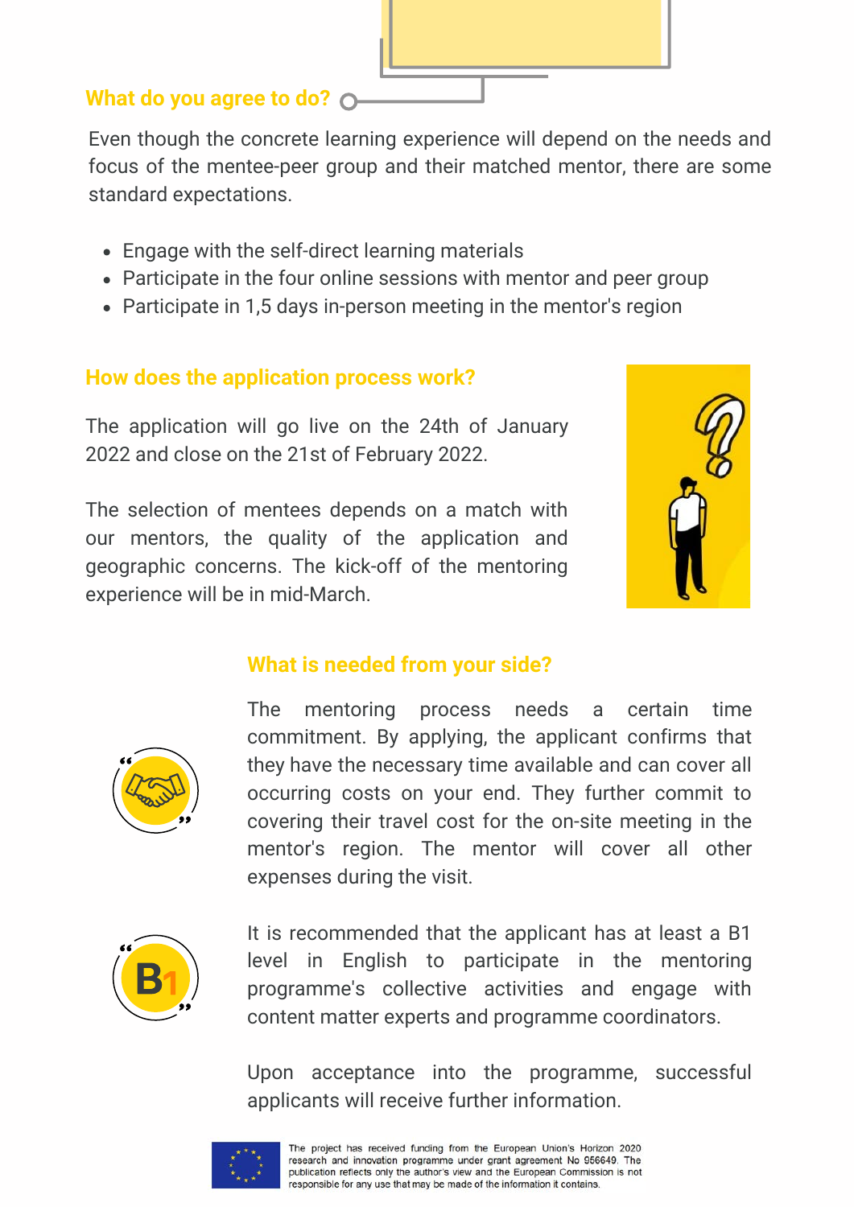## What do you agree to do?

Even though the concrete learning experience will depend on the needs and focus of the mentee-peer group and their matched mentor, there are some standard expectations.

- Engage with the self-direct learning materials
- Participate in the four online sessions with mentor and peer group
- Participate in 1,5 days in-person meeting in the mentor's region

## How does the application process work?

The application will go live on the 24th of January 2022 and close on the 21st of February 2022.

The selection of mentees depends on a match with our mentors, the quality of the application and geographic concerns. The kick-off of the mentoring experience will be in mid-March.

## What is needed from your side?

The mentoring process needs a certain time commitment. By applying, the applicant confirms that they have the necessary time available and can cover all occurring costs on your end. They further commit to covering their travel cost for the on-site meeting in the mentor's region. The mentor will cover all other expenses during the visit.

It is recommended that the applicant has at least a B1 level in English to participate in the mentoring programme's collective activities and engage with content matter experts and programme coordinators.

Upon acceptance into the programme, successful applicants will receive further information.

The project has received funding from the European Union's Horizon 2020 research and innovation programme under grant agreement No 956649. The publication reflects only the author's view and the European Commission is not responsible for any use that may be made of the information it contains.